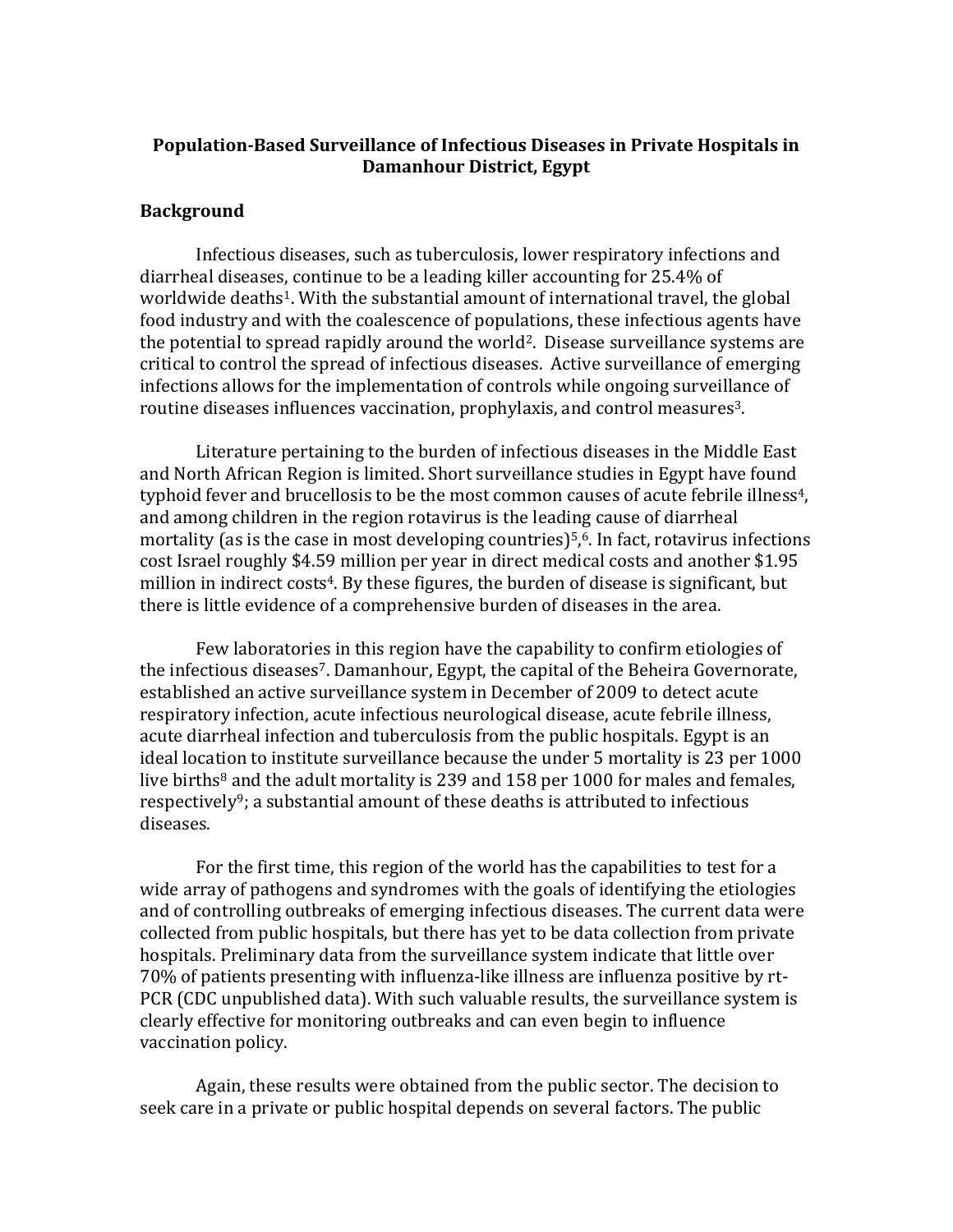# Population-Based Surveillance of Infectious Diseases in Private Hospitals in Damanhour District, Egypt

## Background

Infectious diseases, such as tuberculosis, lower respiratory infections and diarrheal diseases, continue to be a leading killer accounting for 25.4% of worldwide deaths[1]. With the substantial amount of international travel, the global food industry and with the coalescence of populations, these infectious agents have the potential to spread rapidly around the world[2]. Disease surveillance systems are critical to control the spread of infectious diseases. Active surveillance of emerging infections allows for the implementation of controls while ongoing surveillance of routine diseases influences vaccination, prophylaxis, and control measures[3].

Literature pertaining to the burden of infectious diseases in the Middle East and North African Region is limited. Short surveillance studies in Egypt have found typhoid fever and brucellosis to be the most common causes of acute febrile illness[4], and among children in the region rotavirus is the leading cause of diarrheal mortality (as is the case in most developing countries)[5],[6]. In fact, rotavirus infections cost Israel roughly $4.59 million per year in direct medical costs and another $1.95 million in indirect costs[4]. By these figures, the burden of disease is significant, but there is little evidence of a comprehensive burden of diseases in the area.

Few laboratories in this region have the capability to confirm etiologies of the infectious diseases[7]. Damanhour, Egypt, the capital of the Beheira Governorate, established an active surveillance system in December of 2009 to detect acute respiratory infection, acute infectious neurological disease, acute febrile illness, acute diarrheal infection and tuberculosis from the public hospitals. Egypt is an ideal location to institute surveillance because the under 5 mortality is 23 per 1000 live births[8] and the adult mortality is 239 and 158 per 1000 for males and females, respectively[9]; a substantial amount of these deaths is attributed to infectious diseases.

For the first time, this region of the world has the capabilities to test for a wide array of pathogens and syndromes with the goals of identifying the etiologies and of controlling outbreaks of emerging infectious diseases. The current data were collected from public hospitals, but there has yet to be data collection from private hospitals. Preliminary data from the surveillance system indicate that little over 70% of patients presenting with influenza-like illness are influenza positive by rt-PCR (CDC unpublished data). With such valuable results, the surveillance system is clearly effective for monitoring outbreaks and can even begin to influence vaccination policy.

Again, these results were obtained from the public sector. The decision to seek care in a private or public hospital depends on several factors. The public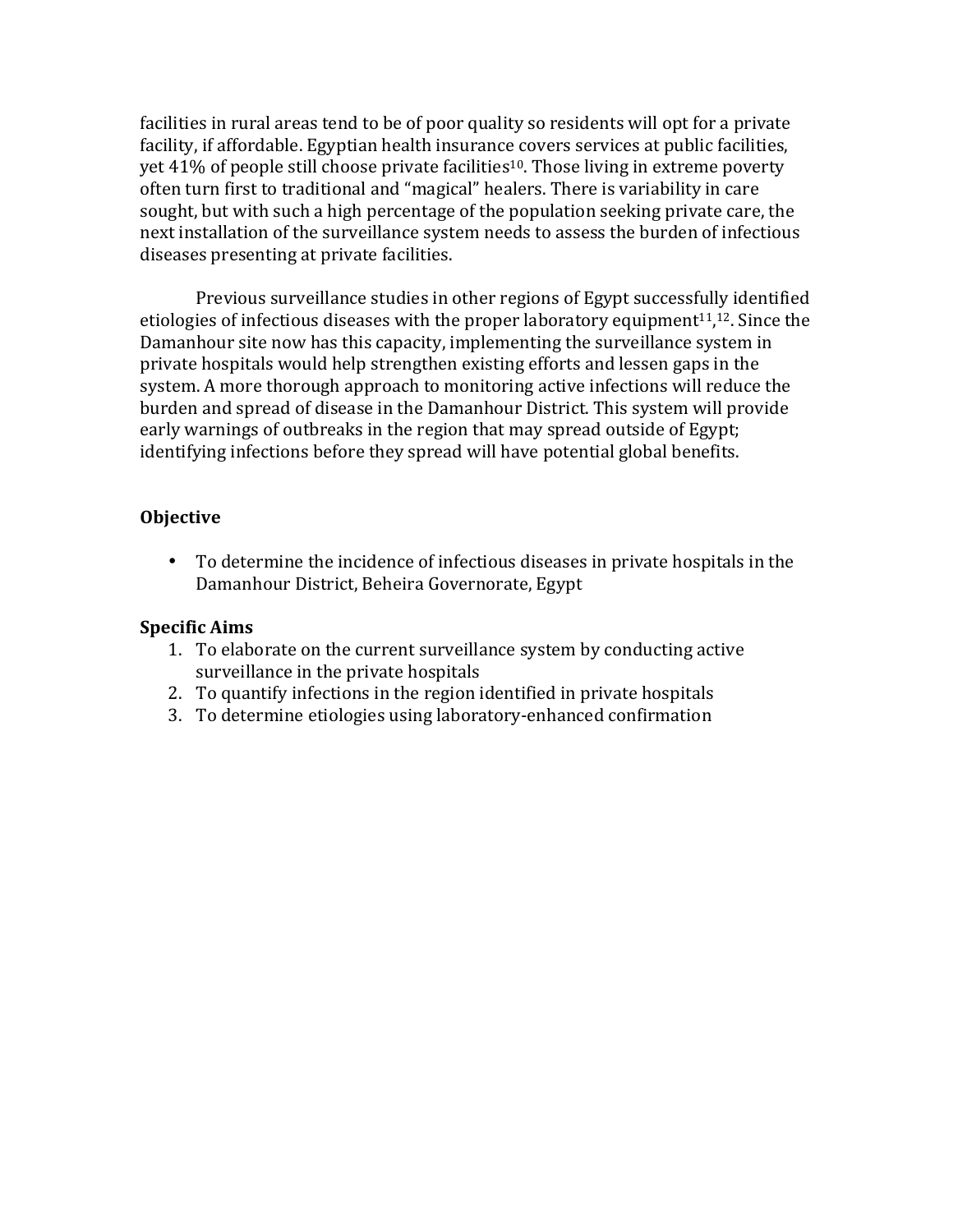facilities in rural areas tend to be of poor quality so residents will opt for a private facility, if affordable. Egyptian health insurance covers services at public facilities, yet 41% of people still choose private facilities[10]. Those living in extreme poverty often turn first to traditional and "magical" healers. There is variability in care sought, but with such a high percentage of the population seeking private care, the next installation of the surveillance system needs to assess the burden of infectious diseases presenting at private facilities.

Previous surveillance studies in other regions of Egypt successfully identified etiologies of infectious diseases with the proper laboratory equipment[11,12]. Since the Damanhour site now has this capacity, implementing the surveillance system in private hospitals would help strengthen existing efforts and lessen gaps in the system. A more thorough approach to monitoring active infections will reduce the burden and spread of disease in the Damanhour District. This system will provide early warnings of outbreaks in the region that may spread outside of Egypt; identifying infections before they spread will have potential global benefits.

**Objective**

- To determine the incidence of infectious diseases in private hospitals in the Damanhour District, Beheira Governorate, Egypt

**Specific Aims**

1. To elaborate on the current surveillance system by conducting active surveillance in the private hospitals
2. To quantify infections in the region identified in private hospitals
3. To determine etiologies using laboratory-enhanced confirmation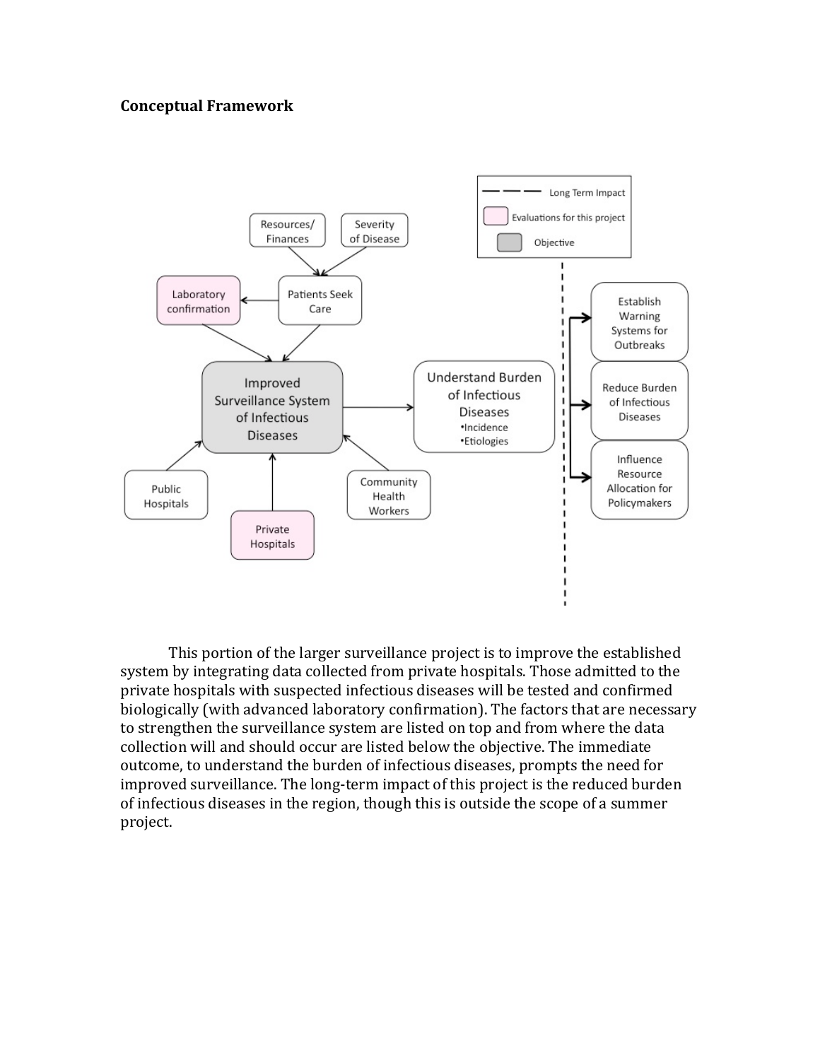**Conceptual Framework**

This portion of the larger surveillance project is to improve the established system by integrating data collected from private hospitals. Those admitted to the private hospitals with suspected infectious diseases will be tested and confirmed biologically (with advanced laboratory confirmation). The factors that are necessary to strengthen the surveillance system are listed on top and from where the data collection will and should occur are listed below the objective. The immediate outcome, to understand the burden of infectious diseases, prompts the need for improved surveillance. The long-term impact of this project is the reduced burden of infectious diseases in the region, though this is outside the scope of a summer project.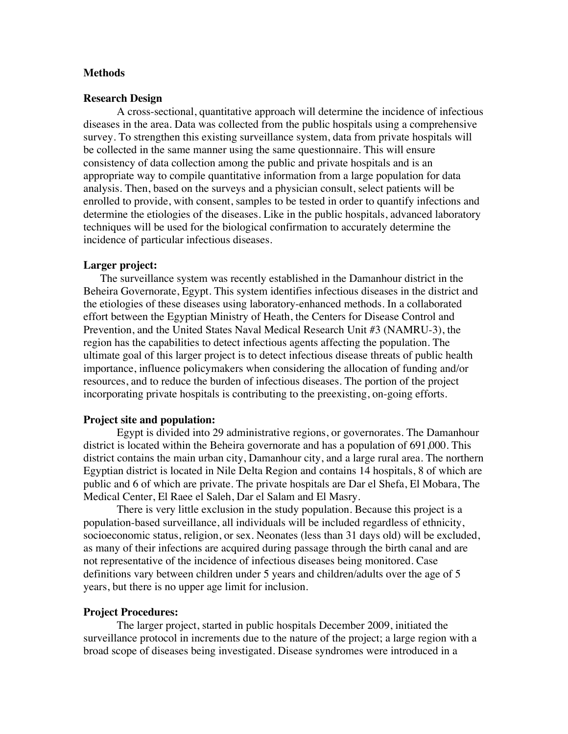## Methods

### Research Design

A cross-sectional, quantitative approach will determine the incidence of infectious diseases in the area. Data was collected from the public hospitals using a comprehensive survey. To strengthen this existing surveillance system, data from private hospitals will be collected in the same manner using the same questionnaire. This will ensure consistency of data collection among the public and private hospitals and is an appropriate way to compile quantitative information from a large population for data analysis. Then, based on the surveys and a physician consult, select patients will be enrolled to provide, with consent, samples to be tested in order to quantify infections and determine the etiologies of the diseases. Like in the public hospitals, advanced laboratory techniques will be used for the biological confirmation to accurately determine the incidence of particular infectious diseases.

### Larger project:

The surveillance system was recently established in the Damanhour district in the Beheira Governorate, Egypt. This system identifies infectious diseases in the district and the etiologies of these diseases using laboratory-enhanced methods. In a collaborated effort between the Egyptian Ministry of Heath, the Centers for Disease Control and Prevention, and the United States Naval Medical Research Unit #3 (NAMRU-3), the region has the capabilities to detect infectious agents affecting the population. The ultimate goal of this larger project is to detect infectious disease threats of public health importance, influence policymakers when considering the allocation of funding and/or resources, and to reduce the burden of infectious diseases. The portion of the project incorporating private hospitals is contributing to the preexisting, on-going efforts.

### Project site and population:

Egypt is divided into 29 administrative regions, or governorates. The Damanhour district is located within the Beheira governorate and has a population of 691,000. This district contains the main urban city, Damanhour city, and a large rural area. The northern Egyptian district is located in Nile Delta Region and contains 14 hospitals, 8 of which are public and 6 of which are private. The private hospitals are Dar el Shefa, El Mobara, The Medical Center, El Raee el Saleh, Dar el Salam and El Masry.

There is very little exclusion in the study population. Because this project is a population-based surveillance, all individuals will be included regardless of ethnicity, socioeconomic status, religion, or sex. Neonates (less than 31 days old) will be excluded, as many of their infections are acquired during passage through the birth canal and are not representative of the incidence of infectious diseases being monitored. Case definitions vary between children under 5 years and children/adults over the age of 5 years, but there is no upper age limit for inclusion.

### Project Procedures:

The larger project, started in public hospitals December 2009, initiated the surveillance protocol in increments due to the nature of the project; a large region with a broad scope of diseases being investigated. Disease syndromes were introduced in a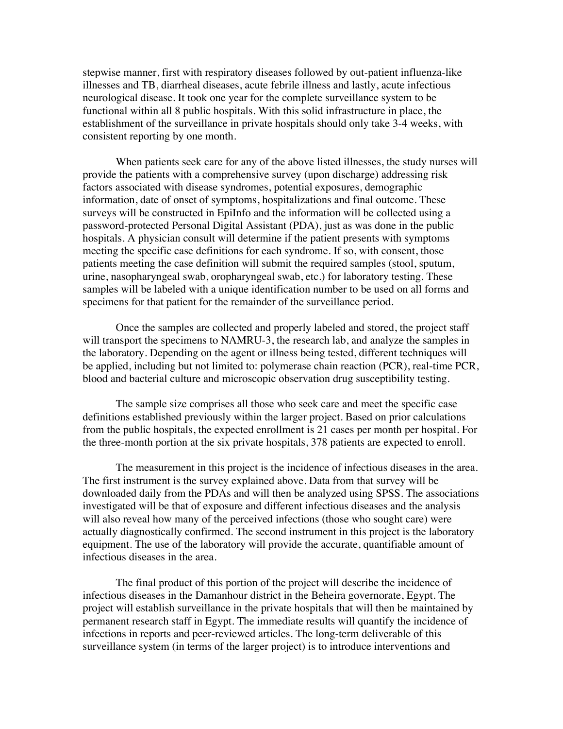stepwise manner, first with respiratory diseases followed by out-patient influenza-like illnesses and TB, diarrheal diseases, acute febrile illness and lastly, acute infectious neurological disease. It took one year for the complete surveillance system to be functional within all 8 public hospitals. With this solid infrastructure in place, the establishment of the surveillance in private hospitals should only take 3-4 weeks, with consistent reporting by one month.

When patients seek care for any of the above listed illnesses, the study nurses will provide the patients with a comprehensive survey (upon discharge) addressing risk factors associated with disease syndromes, potential exposures, demographic information, date of onset of symptoms, hospitalizations and final outcome. These surveys will be constructed in EpiInfo and the information will be collected using a password-protected Personal Digital Assistant (PDA), just as was done in the public hospitals. A physician consult will determine if the patient presents with symptoms meeting the specific case definitions for each syndrome. If so, with consent, those patients meeting the case definition will submit the required samples (stool, sputum, urine, nasopharyngeal swab, oropharyngeal swab, etc.) for laboratory testing. These samples will be labeled with a unique identification number to be used on all forms and specimens for that patient for the remainder of the surveillance period.

Once the samples are collected and properly labeled and stored, the project staff will transport the specimens to NAMRU-3, the research lab, and analyze the samples in the laboratory. Depending on the agent or illness being tested, different techniques will be applied, including but not limited to: polymerase chain reaction (PCR), real-time PCR, blood and bacterial culture and microscopic observation drug susceptibility testing.

The sample size comprises all those who seek care and meet the specific case definitions established previously within the larger project. Based on prior calculations from the public hospitals, the expected enrollment is 21 cases per month per hospital. For the three-month portion at the six private hospitals, 378 patients are expected to enroll.

The measurement in this project is the incidence of infectious diseases in the area. The first instrument is the survey explained above. Data from that survey will be downloaded daily from the PDAs and will then be analyzed using SPSS. The associations investigated will be that of exposure and different infectious diseases and the analysis will also reveal how many of the perceived infections (those who sought care) were actually diagnostically confirmed. The second instrument in this project is the laboratory equipment. The use of the laboratory will provide the accurate, quantifiable amount of infectious diseases in the area.

The final product of this portion of the project will describe the incidence of infectious diseases in the Damanhour district in the Beheira governorate, Egypt. The project will establish surveillance in the private hospitals that will then be maintained by permanent research staff in Egypt. The immediate results will quantify the incidence of infections in reports and peer-reviewed articles. The long-term deliverable of this surveillance system (in terms of the larger project) is to introduce interventions and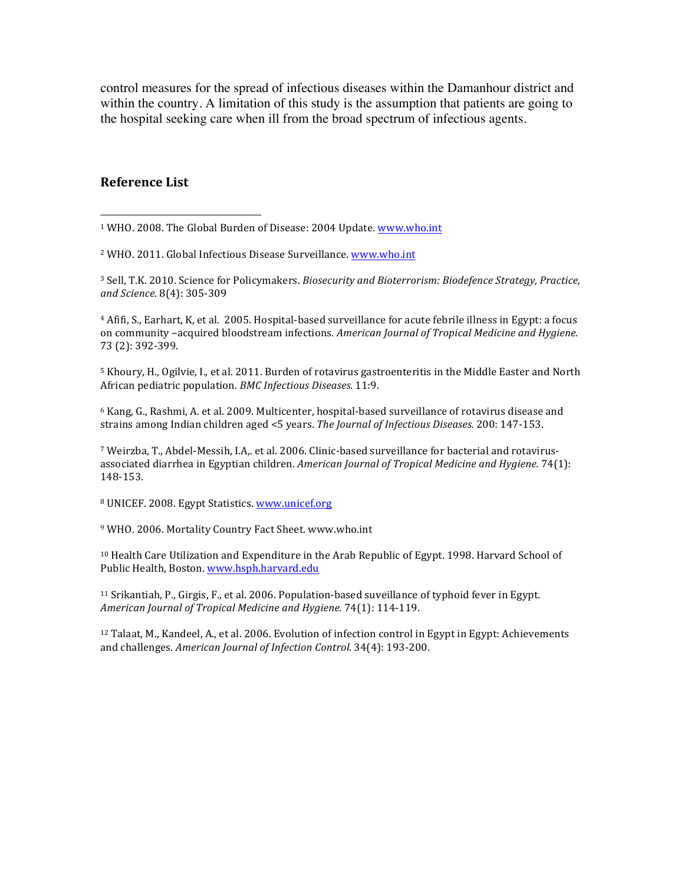control measures for the spread of infectious diseases within the Damanhour district and within the country. A limitation of this study is the assumption that patients are going to the hospital seeking care when ill from the broad spectrum of infectious agents.

## Reference List

[1] WHO. 2008. The Global Burden of Disease: 2004 Update. www.who.int

[2] WHO. 2011. Global Infectious Disease Surveillance. www.who.int

[3] Sell, T.K. 2010. Science for Policymakers. *Biosecurity and Bioterrorism: Biodefence Strategy, Practice, and Science*. 8(4): 305-309

[4] Afifi, S., Earhart, K, et al. 2005. Hospital-based surveillance for acute febrile illness in Egypt: a focus on community –acquired bloodstream infections. *American Journal of Tropical Medicine and Hygiene.* 73 (2): 392-399.

[5] Khoury, H., Ogilvie, I., et al. 2011. Burden of rotavirus gastroenteritis in the Middle Easter and North African pediatric population. *BMC Infectious Diseases.* 11:9.

[6] Kang, G., Rashmi, A. et al. 2009. Multicenter, hospital-based surveillance of rotavirus disease and strains among Indian children aged <5 years. *The Journal of Infectious Diseases.* 200: 147-153.

[7] Weirzba, T., Abdel-Messih, I.A,. et al. 2006. Clinic-based surveillance for bacterial and rotavirus-associated diarrhea in Egyptian children. *American Journal of Tropical Medicine and Hygiene.* 74(1): 148-153.

[8] UNICEF. 2008. Egypt Statistics. www.unicef.org

[9] WHO. 2006. Mortality Country Fact Sheet. www.who.int

[10] Health Care Utilization and Expenditure in the Arab Republic of Egypt. 1998. Harvard School of Public Health, Boston. www.hsph.harvard.edu

[11] Srikantiah, P., Girgis, F., et al. 2006. Population-based suveillance of typhoid fever in Egypt. *American Journal of Tropical Medicine and Hygiene.* 74(1): 114-119.

[12] Talaat, M., Kandeel, A., et al. 2006. Evolution of infection control in Egypt in Egypt: Achievements and challenges. *American Journal of Infection Control.* 34(4): 193-200.